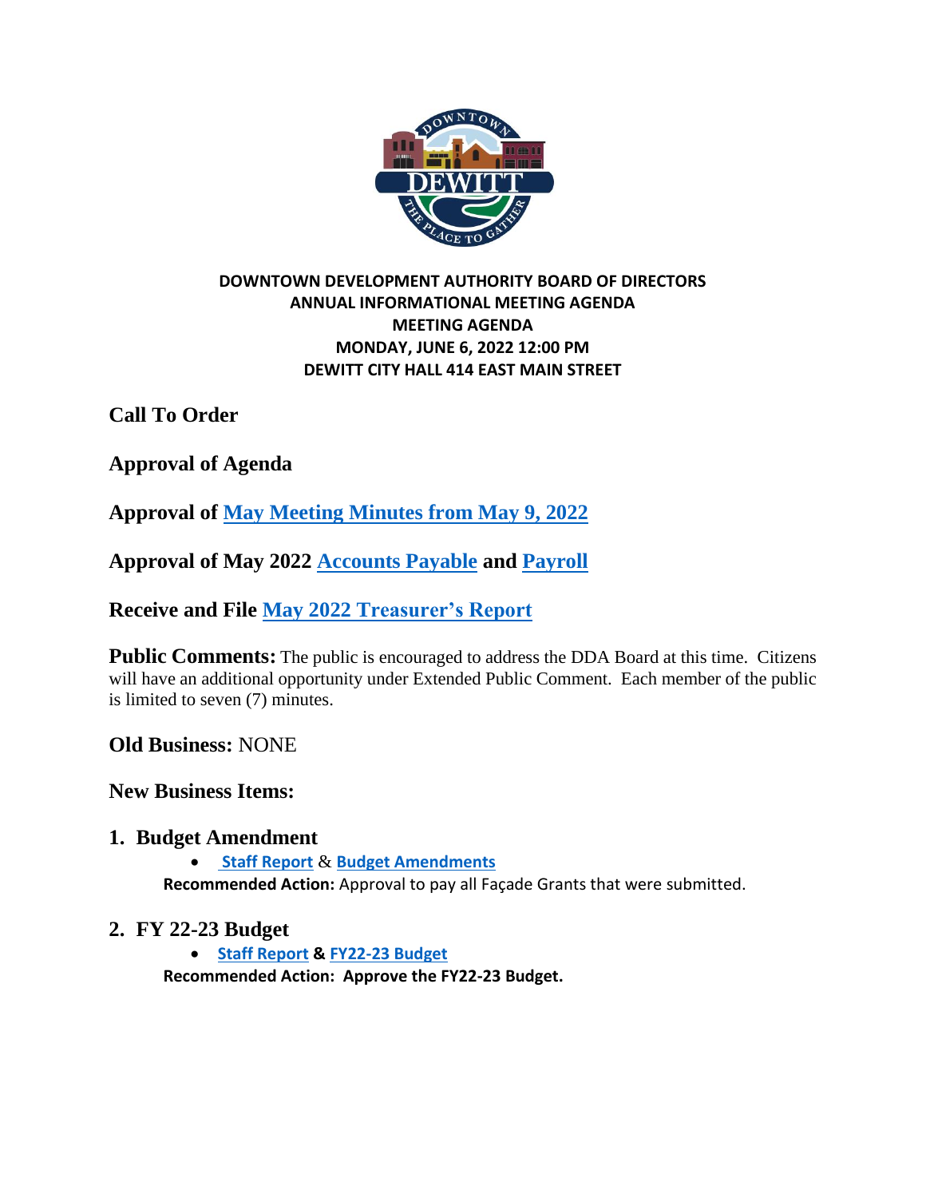**DOWNTOWN DEVELOPMENT AUTHORITY BOARD OF DIRECTORS**
**ANNUAL INFORMATIONAL MEETING AGENDA**
**MEETING AGENDA**
**MONDAY, JUNE 6, 2022 12:00 PM**
**DEWITT CITY HALL 414 EAST MAIN STREET**

## Call To Order

## Approval of Agenda

## Approval of May Meeting Minutes from May 9, 2022

## Approval of May 2022 Accounts Payable and Payroll

## Receive and File May 2022 Treasurer's Report

**Public Comments:** The public is encouraged to address the DDA Board at this time. Citizens will have an additional opportunity under Extended Public Comment. Each member of the public is limited to seven (7) minutes.

**Old Business:** NONE

**New Business Items:**

1. **Budget Amendment**
   - Staff Report & Budget Amendments

   **Recommended Action:** Approval to pay all Façade Grants that were submitted.

2. **FY 22-23 Budget**
   - Staff Report **&** FY22-23 Budget

   **Recommended Action: Approve the FY22-23 Budget.**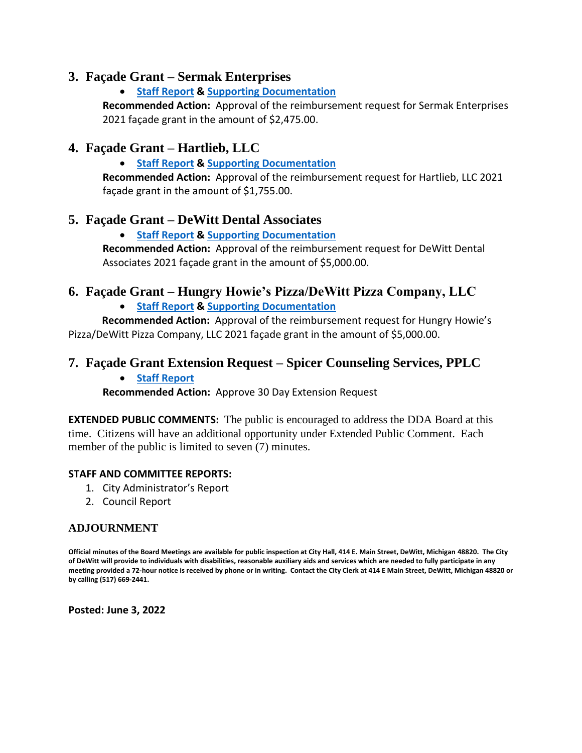### 3. Façade Grant – Sermak Enterprises

- **Staff Report & Supporting Documentation**

**Recommended Action:** Approval of the reimbursement request for Sermak Enterprises 2021 façade grant in the amount of $2,475.00.

### 4. Façade Grant – Hartlieb, LLC

- **Staff Report & Supporting Documentation**

**Recommended Action:** Approval of the reimbursement request for Hartlieb, LLC 2021 façade grant in the amount of $1,755.00.

### 5. Façade Grant – DeWitt Dental Associates

- **Staff Report & Supporting Documentation**

**Recommended Action:** Approval of the reimbursement request for DeWitt Dental Associates 2021 façade grant in the amount of $5,000.00.

### 6. Façade Grant – Hungry Howie's Pizza/DeWitt Pizza Company, LLC

- **Staff Report & Supporting Documentation**

**Recommended Action:** Approval of the reimbursement request for Hungry Howie's Pizza/DeWitt Pizza Company, LLC 2021 façade grant in the amount of $5,000.00.

### 7. Façade Grant Extension Request – Spicer Counseling Services, PPLC

- **Staff Report**

**Recommended Action:** Approve 30 Day Extension Request

**EXTENDED PUBLIC COMMENTS:** The public is encouraged to address the DDA Board at this time. Citizens will have an additional opportunity under Extended Public Comment. Each member of the public is limited to seven (7) minutes.

**STAFF AND COMMITTEE REPORTS:**

1. City Administrator's Report
2. Council Report

## ADJOURNMENT

**Official minutes of the Board Meetings are available for public inspection at City Hall, 414 E. Main Street, DeWitt, Michigan 48820. The City of DeWitt will provide to individuals with disabilities, reasonable auxiliary aids and services which are needed to fully participate in any meeting provided a 72-hour notice is received by phone or in writing. Contact the City Clerk at 414 E Main Street, DeWitt, Michigan 48820 or by calling (517) 669-2441.**

**Posted: June 3, 2022**